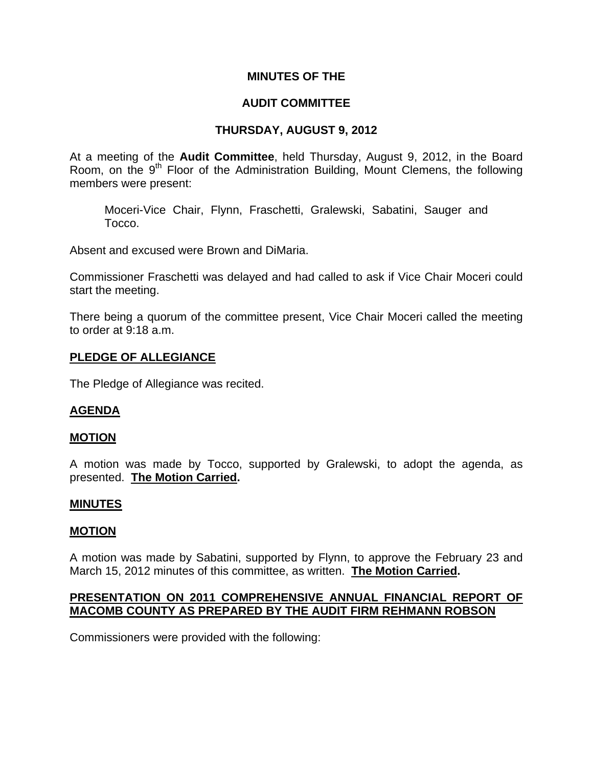**MINUTES OF THE**

**AUDIT COMMITTEE**

**THURSDAY, AUGUST 9, 2012**

At a meeting of the **Audit Committee**, held Thursday, August 9, 2012, in the Board Room, on the 9th Floor of the Administration Building, Mount Clemens, the following members were present:

> Moceri-Vice Chair, Flynn, Fraschetti, Gralewski, Sabatini, Sauger and Tocco.

Absent and excused were Brown and DiMaria.

Commissioner Fraschetti was delayed and had called to ask if Vice Chair Moceri could start the meeting.

There being a quorum of the committee present, Vice Chair Moceri called the meeting to order at 9:18 a.m.

**PLEDGE OF ALLEGIANCE**

The Pledge of Allegiance was recited.

**AGENDA**

**MOTION**

A motion was made by Tocco, supported by Gralewski, to adopt the agenda, as presented. **The Motion Carried.**

**MINUTES**

**MOTION**

A motion was made by Sabatini, supported by Flynn, to approve the February 23 and March 15, 2012 minutes of this committee, as written. **The Motion Carried.**

**PRESENTATION ON 2011 COMPREHENSIVE ANNUAL FINANCIAL REPORT OF MACOMB COUNTY AS PREPARED BY THE AUDIT FIRM REHMANN ROBSON**

Commissioners were provided with the following: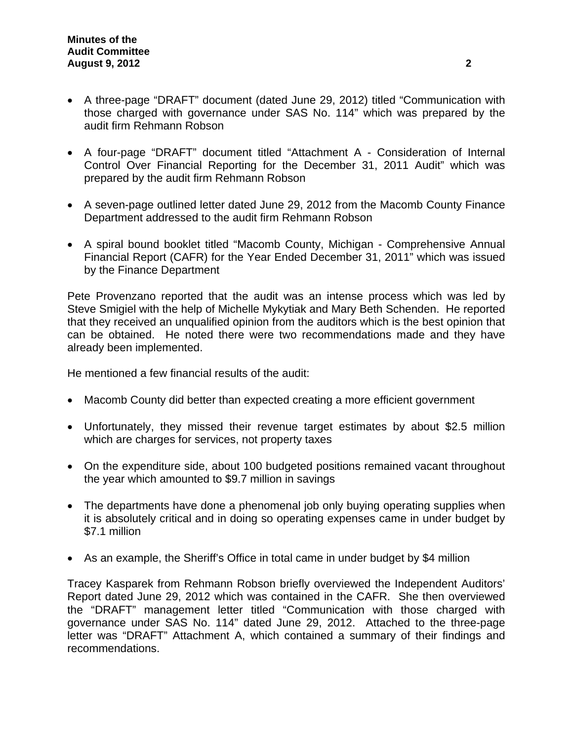- A three-page "DRAFT" document (dated June 29, 2012) titled "Communication with those charged with governance under SAS No. 114" which was prepared by the audit firm Rehmann Robson

- A four-page "DRAFT" document titled "Attachment A - Consideration of Internal Control Over Financial Reporting for the December 31, 2011 Audit" which was prepared by the audit firm Rehmann Robson

- A seven-page outlined letter dated June 29, 2012 from the Macomb County Finance Department addressed to the audit firm Rehmann Robson

- A spiral bound booklet titled "Macomb County, Michigan - Comprehensive Annual Financial Report (CAFR) for the Year Ended December 31, 2011" which was issued by the Finance Department

Pete Provenzano reported that the audit was an intense process which was led by Steve Smigiel with the help of Michelle Mykytiak and Mary Beth Schenden. He reported that they received an unqualified opinion from the auditors which is the best opinion that can be obtained. He noted there were two recommendations made and they have already been implemented.

He mentioned a few financial results of the audit:

- Macomb County did better than expected creating a more efficient government

- Unfortunately, they missed their revenue target estimates by about $2.5 million which are charges for services, not property taxes

- On the expenditure side, about 100 budgeted positions remained vacant throughout the year which amounted to $9.7 million in savings

- The departments have done a phenomenal job only buying operating supplies when it is absolutely critical and in doing so operating expenses came in under budget by $7.1 million

- As an example, the Sheriff's Office in total came in under budget by $4 million

Tracey Kasparek from Rehmann Robson briefly overviewed the Independent Auditors' Report dated June 29, 2012 which was contained in the CAFR. She then overviewed the "DRAFT" management letter titled "Communication with those charged with governance under SAS No. 114" dated June 29, 2012. Attached to the three-page letter was "DRAFT" Attachment A, which contained a summary of their findings and recommendations.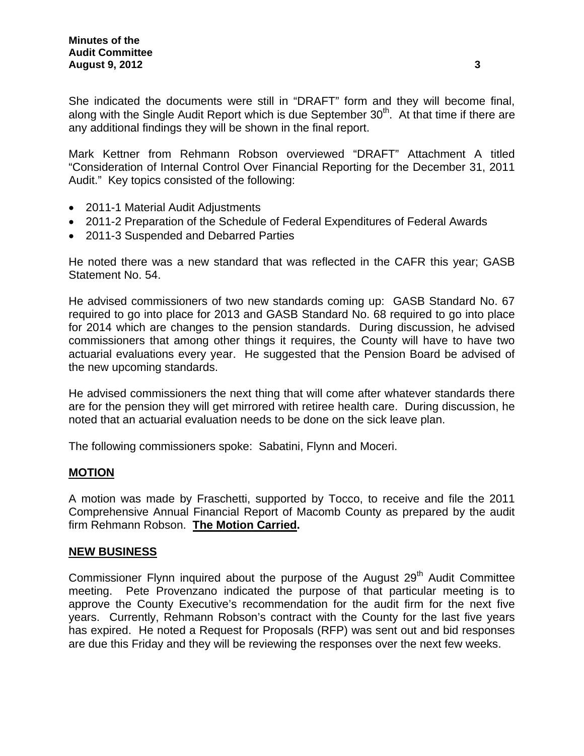She indicated the documents were still in "DRAFT" form and they will become final, along with the Single Audit Report which is due September 30th. At that time if there are any additional findings they will be shown in the final report.

Mark Kettner from Rehmann Robson overviewed "DRAFT" Attachment A titled "Consideration of Internal Control Over Financial Reporting for the December 31, 2011 Audit." Key topics consisted of the following:

- 2011-1 Material Audit Adjustments
- 2011-2 Preparation of the Schedule of Federal Expenditures of Federal Awards
- 2011-3 Suspended and Debarred Parties

He noted there was a new standard that was reflected in the CAFR this year; GASB Statement No. 54.

He advised commissioners of two new standards coming up: GASB Standard No. 67 required to go into place for 2013 and GASB Standard No. 68 required to go into place for 2014 which are changes to the pension standards. During discussion, he advised commissioners that among other things it requires, the County will have to have two actuarial evaluations every year. He suggested that the Pension Board be advised of the new upcoming standards.

He advised commissioners the next thing that will come after whatever standards there are for the pension they will get mirrored with retiree health care. During discussion, he noted that an actuarial evaluation needs to be done on the sick leave plan.

The following commissioners spoke: Sabatini, Flynn and Moceri.

## MOTION

A motion was made by Fraschetti, supported by Tocco, to receive and file the 2011 Comprehensive Annual Financial Report of Macomb County as prepared by the audit firm Rehmann Robson. **The Motion Carried.**

## NEW BUSINESS

Commissioner Flynn inquired about the purpose of the August 29th Audit Committee meeting. Pete Provenzano indicated the purpose of that particular meeting is to approve the County Executive's recommendation for the audit firm for the next five years. Currently, Rehmann Robson's contract with the County for the last five years has expired. He noted a Request for Proposals (RFP) was sent out and bid responses are due this Friday and they will be reviewing the responses over the next few weeks.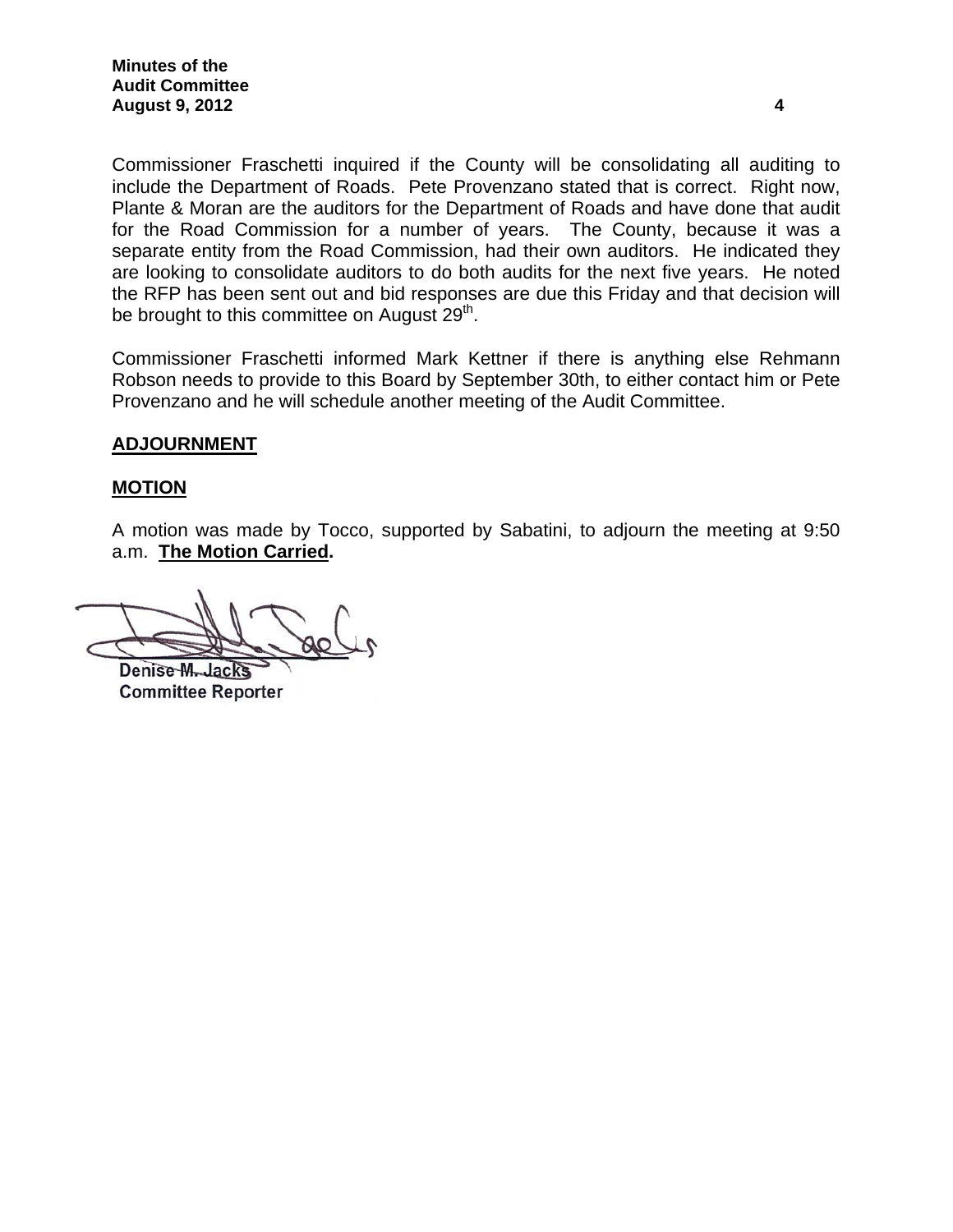Commissioner Fraschetti inquired if the County will be consolidating all auditing to include the Department of Roads. Pete Provenzano stated that is correct. Right now, Plante & Moran are the auditors for the Department of Roads and have done that audit for the Road Commission for a number of years. The County, because it was a separate entity from the Road Commission, had their own auditors. He indicated they are looking to consolidate auditors to do both audits for the next five years. He noted the RFP has been sent out and bid responses are due this Friday and that decision will be brought to this committee on August 29th.

Commissioner Fraschetti informed Mark Kettner if there is anything else Rehmann Robson needs to provide to this Board by September 30th, to either contact him or Pete Provenzano and he will schedule another meeting of the Audit Committee.

**ADJOURNMENT**

**MOTION**

A motion was made by Tocco, supported by Sabatini, to adjourn the meeting at 9:50 a.m. **The Motion Carried.**

**Denise M. Jacks**
**Committee Reporter**